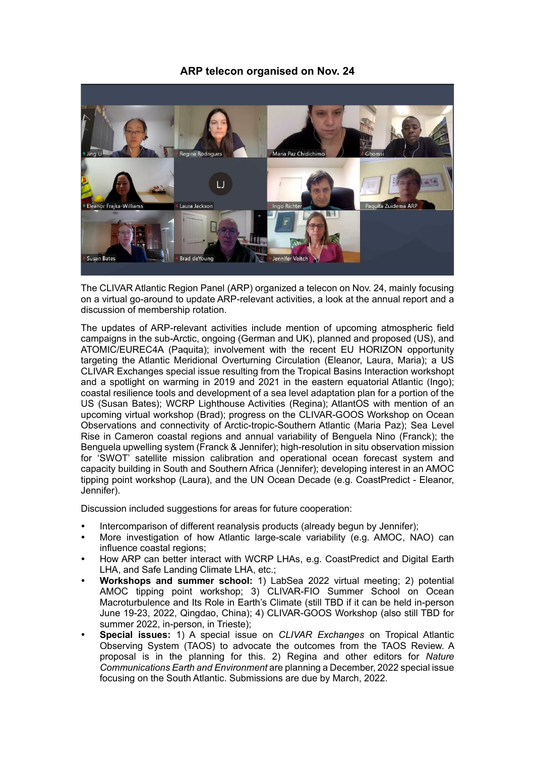**ARP telecon organised on Nov. 24**

The CLIVAR Atlantic Region Panel (ARP) organized a telecon on Nov. 24, mainly focusing on a virtual go-around to update ARP-relevant activities, a look at the annual report and a discussion of membership rotation.

The updates of ARP-relevant activities include mention of upcoming atmospheric field campaigns in the sub-Arctic, ongoing (German and UK), planned and proposed (US), and ATOMIC/EUREC4A (Paquita); involvement with the recent EU HORIZON opportunity targeting the Atlantic Meridional Overturning Circulation (Eleanor, Laura, Maria); a US CLIVAR Exchanges special issue resulting from the Tropical Basins Interaction workshop and a spotlight on warming in 2019 and 2021 in the eastern equatorial Atlantic (Ingo); coastal resilience tools and development of a sea level adaptation plan for a portion of the US (Susan Bates); WCRP Lighthouse Activities (Regina); AtlantOS with mention of an upcoming virtual workshop (Brad); progress on the CLIVAR-GOOS Workshop on Ocean Observations and connectivity of Arctic-tropic-Southern Atlantic (Maria Paz); Sea Level Rise in Cameron coastal regions and annual variability of Benguela Nino (Franck); the Benguela upwelling system (Franck & Jennifer); high-resolution in situ observation mission for 'SWOT' satellite mission calibration and operational ocean forecast system and capacity building in South and Southern Africa (Jennifer); developing interest in an AMOC tipping point workshop (Laura), and the UN Ocean Decade (e.g. CoastPredict - Eleanor, Jennifer).

Discussion included suggestions for areas for future cooperation:

- Intercomparison of different reanalysis products (already begun by Jennifer);
- More investigation of how Atlantic large-scale variability (e.g. AMOC, NAO) can influence coastal regions;
- How ARP can better interact with WCRP LHAs, e.g. CoastPredict and Digital Earth LHA, and Safe Landing Climate LHA, etc.;
- **Workshops and summer school:** 1) LabSea 2022 virtual meeting; 2) potential AMOC tipping point workshop; 3) CLIVAR-FIO Summer School on Ocean Macroturbulence and Its Role in Earth's Climate (still TBD if it can be held in-person June 19-23, 2022, Qingdao, China); 4) CLIVAR-GOOS Workshop (also still TBD for summer 2022, in-person, in Trieste);
- **Special issues:** 1) A special issue on *CLIVAR Exchanges* on Tropical Atlantic Observing System (TAOS) to advocate the outcomes from the TAOS Review. A proposal is in the planning for this. 2) Regina and other editors for *Nature Communications Earth and Environment* are planning a December, 2022 special issue focusing on the South Atlantic. Submissions are due by March, 2022.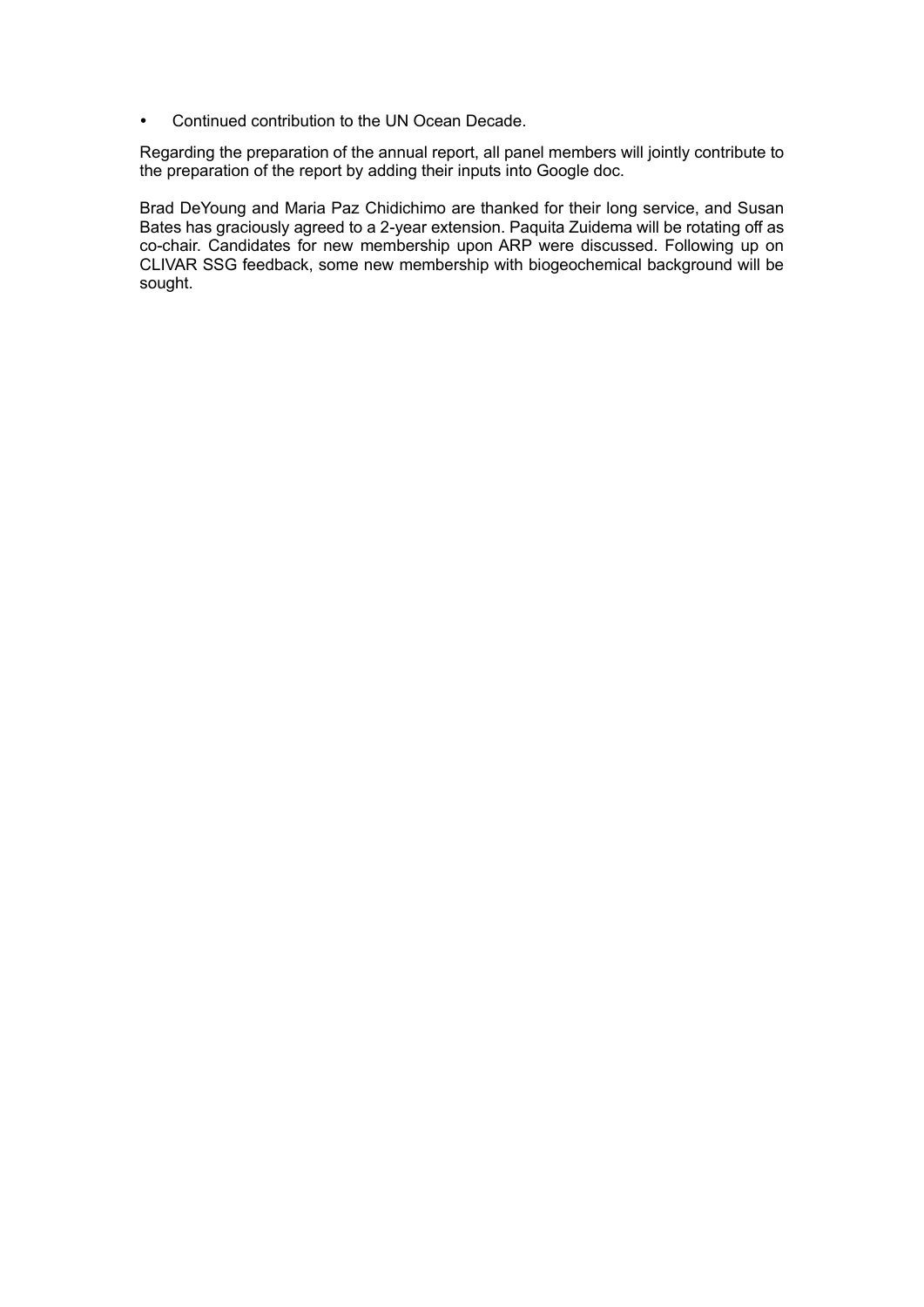- Continued contribution to the UN Ocean Decade.

Regarding the preparation of the annual report, all panel members will jointly contribute to the preparation of the report by adding their inputs into Google doc.

Brad DeYoung and Maria Paz Chidichimo are thanked for their long service, and Susan Bates has graciously agreed to a 2-year extension. Paquita Zuidema will be rotating off as co-chair. Candidates for new membership upon ARP were discussed. Following up on CLIVAR SSG feedback, some new membership with biogeochemical background will be sought.